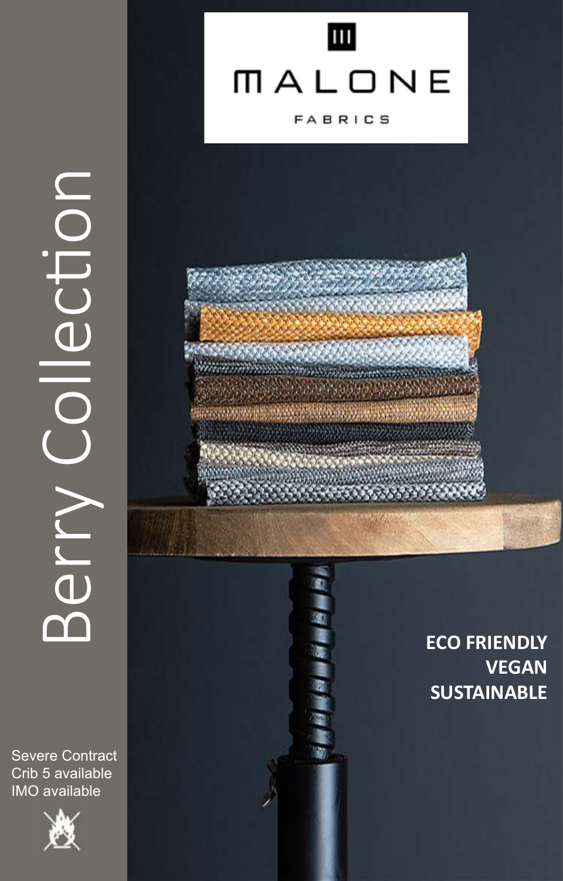# MALONE

FABRICS

# Berry Collection

**ECO FRIENDLY**
**VEGAN**
**SUSTAINABLE**

Severe Contract
Crib 5 available
IMO available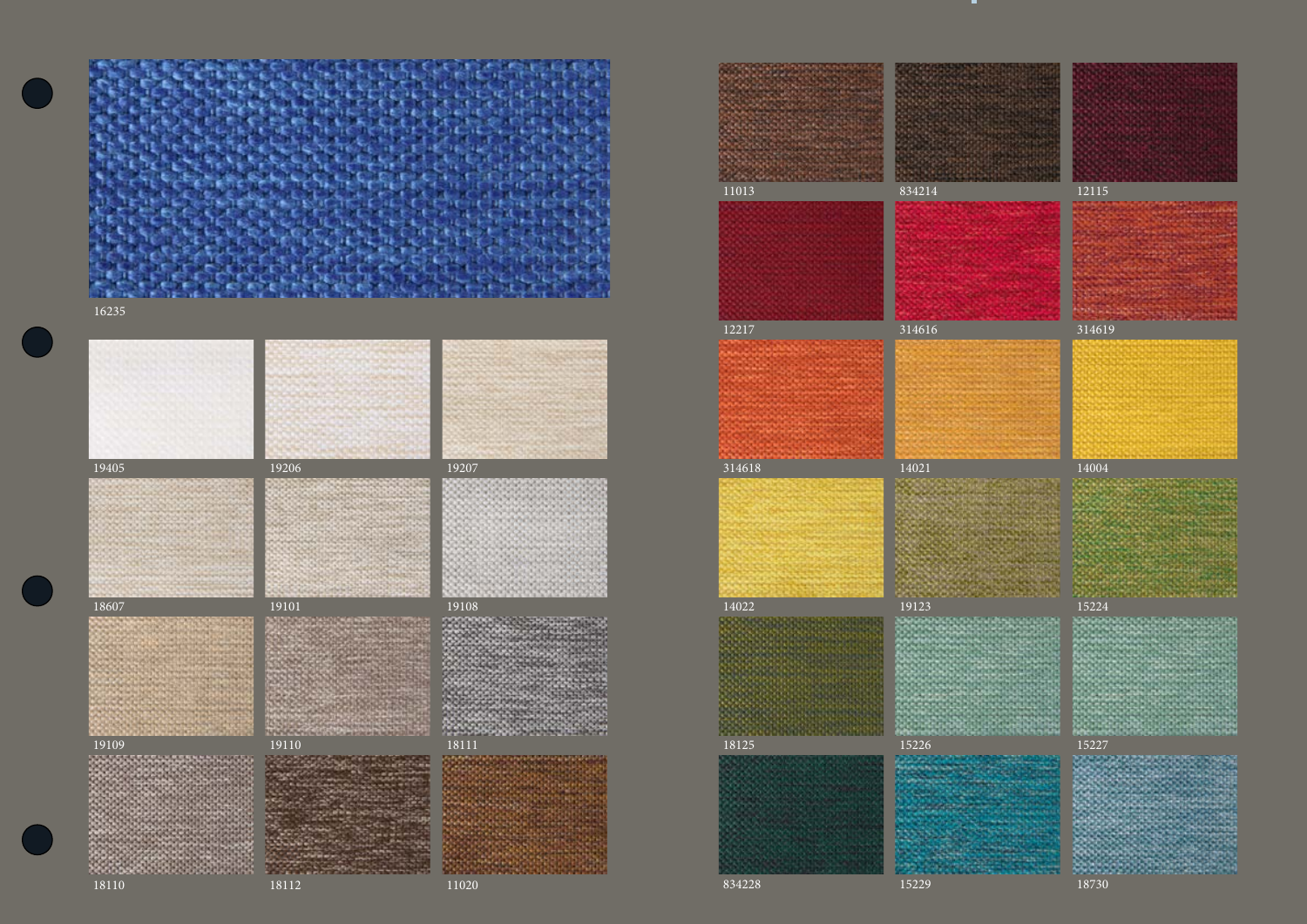16235

19405 19206 19207

18607 19101 19108

19109 19110 18111

18110 18112 11020

11013 834214 12115

12217 314616 314619

314618 14021 14004

14022 19123 15224

18125 15226 15227

834228 15229 18730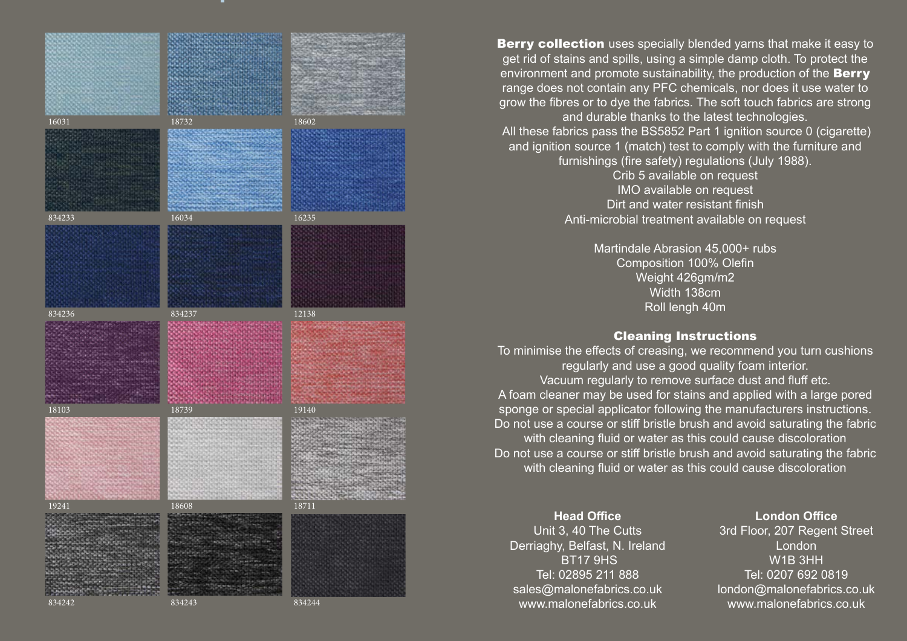16031
18732
18602
834233
16034
16235
834236
834237
12138
18103
18739
19140
19241
18608
18711
834242
834243
834244

**Berry collection** uses specially blended yarns that make it easy to get rid of stains and spills, using a simple damp cloth. To protect the environment and promote sustainability, the production of the **Berry** range does not contain any PFC chemicals, nor does it use water to grow the fibres or to dye the fabrics. The soft touch fabrics are strong and durable thanks to the latest technologies.

All these fabrics pass the BS5852 Part 1 ignition source 0 (cigarette) and ignition source 1 (match) test to comply with the furniture and furnishings (fire safety) regulations (July 1988).

Crib 5 available on request
IMO available on request
Dirt and water resistant finish
Anti-microbial treatment available on request

Martindale Abrasion 45,000+ rubs
Composition 100% Olefin
Weight 426gm/m2
Width 138cm
Roll lengh 40m

## Cleaning Instructions

To minimise the effects of creasing, we recommend you turn cushions regularly and use a good quality foam interior.
Vacuum regularly to remove surface dust and fluff etc.
A foam cleaner may be used for stains and applied with a large pored sponge or special applicator following the manufacturers instructions.
Do not use a course or stiff bristle brush and avoid saturating the fabric with cleaning fluid or water as this could cause discoloration
Do not use a course or stiff bristle brush and avoid saturating the fabric with cleaning fluid or water as this could cause discoloration

**Head Office**
Unit 3, 40 The Cutts
Derriaghy, Belfast, N. Ireland
BT17 9HS
Tel: 02895 211 888
sales@malonefabrics.co.uk
www.malonefabrics.co.uk

**London Office**
3rd Floor, 207 Regent Street
London
W1B 3HH
Tel: 0207 692 0819
london@malonefabrics.co.uk
www.malonefabrics.co.uk